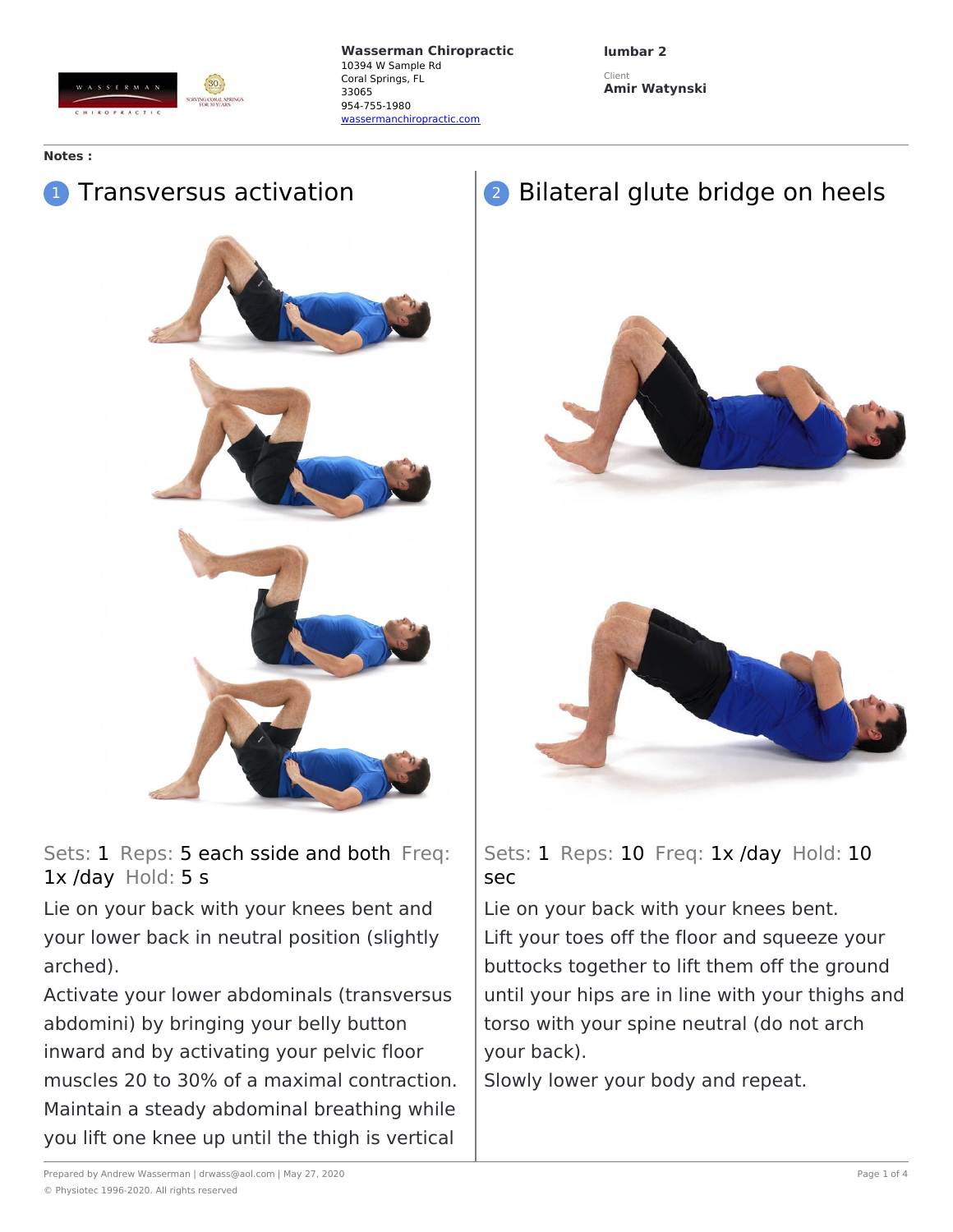**Wasserman Chiropractic**
10394 W Sample Rd
Coral Springs, FL
33065
954-755-1980
wassermanchiropractic.com

**lumbar 2**

Client
**Amir Watynski**

**Notes :**

## 1 Transversus activation

Sets: 1 Reps: 5 each sside and both Freq: 1x /day Hold: 5 s

Lie on your back with your knees bent and your lower back in neutral position (slightly arched).
Activate your lower abdominals (transversus abdomini) by bringing your belly button inward and by activating your pelvic floor muscles 20 to 30% of a maximal contraction.
Maintain a steady abdominal breathing while you lift one knee up until the thigh is vertical

## 2 Bilateral glute bridge on heels

Sets: 1 Reps: 10 Freq: 1x /day Hold: 10 sec

Lie on your back with your knees bent.
Lift your toes off the floor and squeeze your buttocks together to lift them off the ground until your hips are in line with your thighs and torso with your spine neutral (do not arch your back).
Slowly lower your body and repeat.

Prepared by Andrew Wasserman | drwass@aol.com | May 27, 2020

© Physiotec 1996-2020. All rights reserved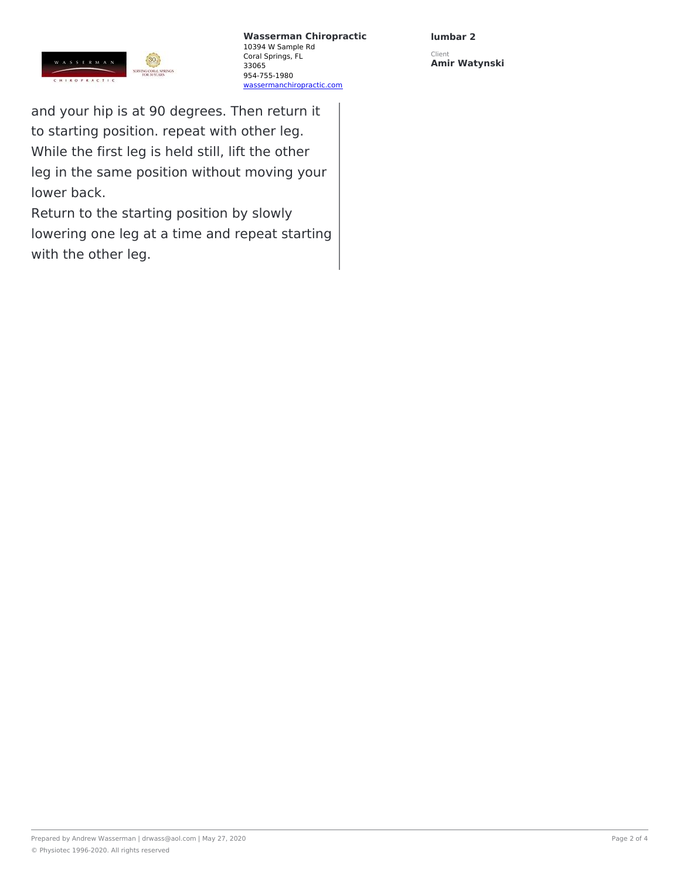and your hip is at 90 degrees. Then return it to starting position. repeat with other leg. While the first leg is held still, lift the other leg in the same position without moving your lower back.

Return to the starting position by slowly lowering one leg at a time and repeat starting with the other leg.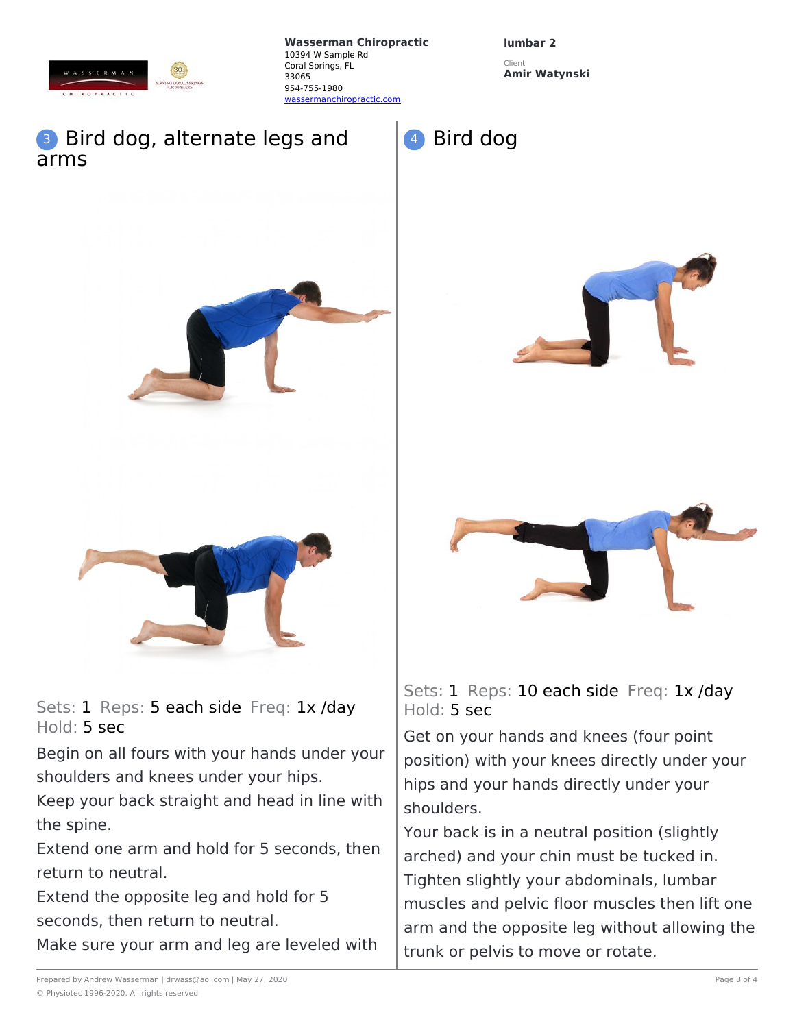## 3 Bird dog, alternate legs and arms

Sets: 1 Reps: 5 each side Freq: 1x /day
Hold: 5 sec

Begin on all fours with your hands under your shoulders and knees under your hips.
Keep your back straight and head in line with the spine.
Extend one arm and hold for 5 seconds, then return to neutral.
Extend the opposite leg and hold for 5 seconds, then return to neutral.
Make sure your arm and leg are leveled with

## 4 Bird dog

Sets: 1 Reps: 10 each side Freq: 1x /day
Hold: 5 sec

Get on your hands and knees (four point position) with your knees directly under your hips and your hands directly under your shoulders.
Your back is in a neutral position (slightly arched) and your chin must be tucked in.
Tighten slightly your abdominals, lumbar muscles and pelvic floor muscles then lift one arm and the opposite leg without allowing the trunk or pelvis to move or rotate.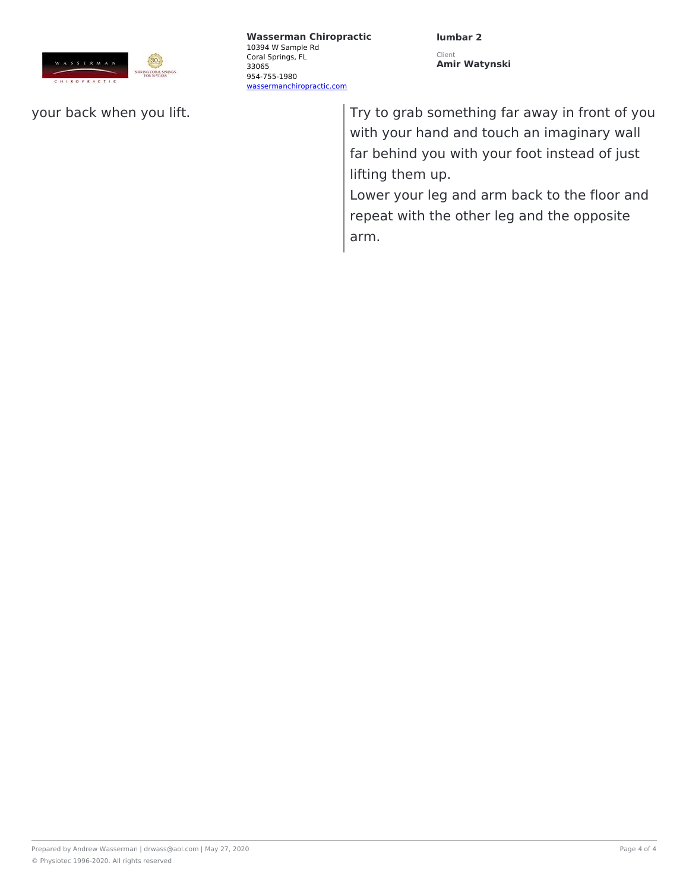your back when you lift.

Try to grab something far away in front of you with your hand and touch an imaginary wall far behind you with your foot instead of just lifting them up.

Lower your leg and arm back to the floor and repeat with the other leg and the opposite arm.